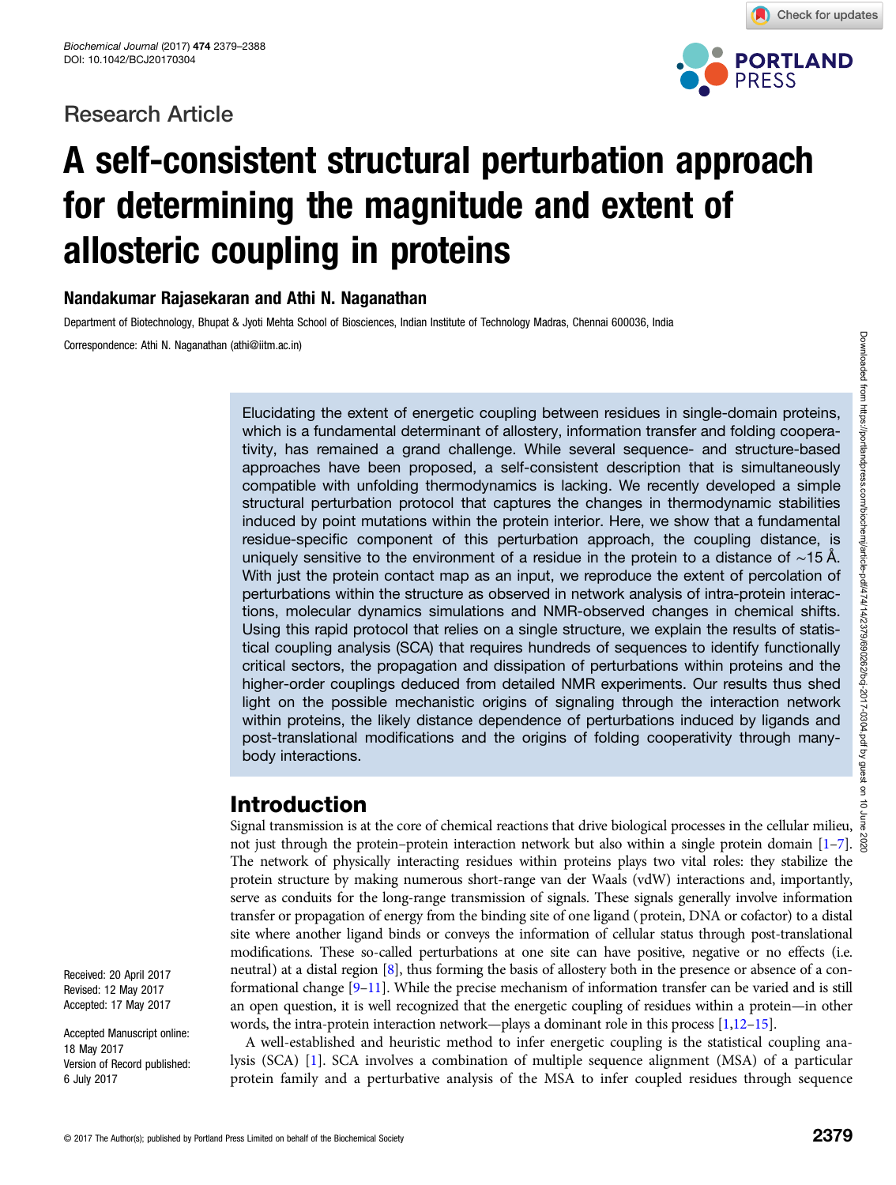Research Article

# A self-consistent structural perturbation approach for determining the magnitude and extent of allosteric coupling in proteins

**Nandakumar Rajasekaran and Athi N. Naganathan**

Department of Biotechnology, Bhupat & Jyoti Mehta School of Biosciences, Indian Institute of Technology Madras, Chennai 600036, India

Correspondence: Athi N. Naganathan (athi@iitm.ac.in)

Elucidating the extent of energetic coupling between residues in single-domain proteins, which is a fundamental determinant of allostery, information transfer and folding cooperativity, has remained a grand challenge. While several sequence- and structure-based approaches have been proposed, a self-consistent description that is simultaneously compatible with unfolding thermodynamics is lacking. We recently developed a simple structural perturbation protocol that captures the changes in thermodynamic stabilities induced by point mutations within the protein interior. Here, we show that a fundamental residue-specific component of this perturbation approach, the coupling distance, is uniquely sensitive to the environment of a residue in the protein to a distance of ∼15 Å. With just the protein contact map as an input, we reproduce the extent of percolation of perturbations within the structure as observed in network analysis of intra-protein interactions, molecular dynamics simulations and NMR-observed changes in chemical shifts. Using this rapid protocol that relies on a single structure, we explain the results of statistical coupling analysis (SCA) that requires hundreds of sequences to identify functionally critical sectors, the propagation and dissipation of perturbations within proteins and the higher-order couplings deduced from detailed NMR experiments. Our results thus shed light on the possible mechanistic origins of signaling through the interaction network within proteins, the likely distance dependence of perturbations induced by ligands and post-translational modifications and the origins of folding cooperativity through many-body interactions.

Received: 20 April 2017
Revised: 12 May 2017
Accepted: 17 May 2017

Accepted Manuscript online: 18 May 2017
Version of Record published: 6 July 2017

## Introduction

Signal transmission is at the core of chemical reactions that drive biological processes in the cellular milieu, not just through the protein–protein interaction network but also within a single protein domain [1–7]. The network of physically interacting residues within proteins plays two vital roles: they stabilize the protein structure by making numerous short-range van der Waals (vdW) interactions and, importantly, serve as conduits for the long-range transmission of signals. These signals generally involve information transfer or propagation of energy from the binding site of one ligand (protein, DNA or cofactor) to a distal site where another ligand binds or conveys the information of cellular status through post-translational modifications. These so-called perturbations at one site can have positive, negative or no effects (i.e. neutral) at a distal region [8], thus forming the basis of allostery both in the presence or absence of a conformational change [9–11]. While the precise mechanism of information transfer can be varied and is still an open question, it is well recognized that the energetic coupling of residues within a protein—in other words, the intra-protein interaction network—plays a dominant role in this process [1,12–15].

A well-established and heuristic method to infer energetic coupling is the statistical coupling analysis (SCA) [1]. SCA involves a combination of multiple sequence alignment (MSA) of a particular protein family and a perturbative analysis of the MSA to infer coupled residues through sequence

© 2017 The Author(s); published by Portland Press Limited on behalf of the Biochemical Society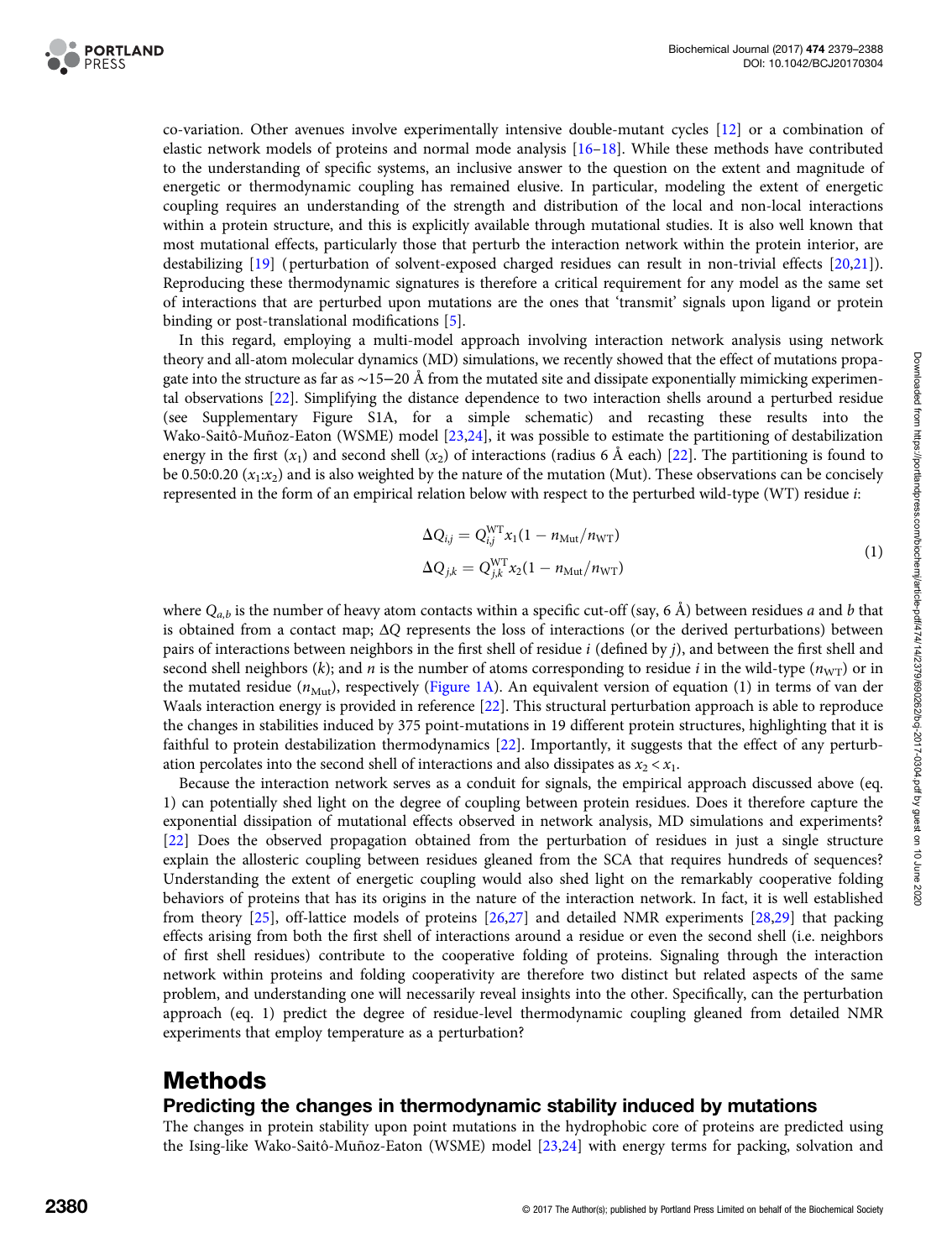co-variation. Other avenues involve experimentally intensive double-mutant cycles [12] or a combination of elastic network models of proteins and normal mode analysis [16–18]. While these methods have contributed to the understanding of specific systems, an inclusive answer to the question on the extent and magnitude of energetic or thermodynamic coupling has remained elusive. In particular, modeling the extent of energetic coupling requires an understanding of the strength and distribution of the local and non-local interactions within a protein structure, and this is explicitly available through mutational studies. It is also well known that most mutational effects, particularly those that perturb the interaction network within the protein interior, are destabilizing [19] (perturbation of solvent-exposed charged residues can result in non-trivial effects [20,21]). Reproducing these thermodynamic signatures is therefore a critical requirement for any model as the same set of interactions that are perturbed upon mutations are the ones that 'transmit' signals upon ligand or protein binding or post-translational modifications [5].

In this regard, employing a multi-model approach involving interaction network analysis using network theory and all-atom molecular dynamics (MD) simulations, we recently showed that the effect of mutations propagate into the structure as far as ∼15−20 Å from the mutated site and dissipate exponentially mimicking experimental observations [22]. Simplifying the distance dependence to two interaction shells around a perturbed residue (see Supplementary Figure S1A, for a simple schematic) and recasting these results into the Wako-Saitô-Muñoz-Eaton (WSME) model [23,24], it was possible to estimate the partitioning of destabilization energy in the first ($x_1$) and second shell ($x_2$) of interactions (radius 6 Å each) [22]. The partitioning is found to be 0.50:0.20 ($x_1$:$x_2$) and is also weighted by the nature of the mutation (Mut). These observations can be concisely represented in the form of an empirical relation below with respect to the perturbed wild-type (WT) residue $i$:

$$
\begin{aligned}
\Delta Q_{i,j} &= Q_{i,j}^{\mathrm{WT}} x_1 (1 - n_{\mathrm{Mut}}/n_{\mathrm{WT}}) \\
\Delta Q_{j,k} &= Q_{j,k}^{\mathrm{WT}} x_2 (1 - n_{\mathrm{Mut}}/n_{\mathrm{WT}})
\end{aligned}
\tag{1}
$$

where $Q_{a,b}$ is the number of heavy atom contacts within a specific cut-off (say, 6 Å) between residues $a$ and $b$ that is obtained from a contact map; $\Delta Q$ represents the loss of interactions (or the derived perturbations) between pairs of interactions between neighbors in the first shell of residue $i$ (defined by $j$), and between the first shell and second shell neighbors ($k$); and $n$ is the number of atoms corresponding to residue $i$ in the wild-type ($n_{\mathrm{WT}}$) or in the mutated residue ($n_{\mathrm{Mut}}$), respectively (Figure 1A). An equivalent version of equation (1) in terms of van der Waals interaction energy is provided in reference [22]. This structural perturbation approach is able to reproduce the changes in stabilities induced by 375 point-mutations in 19 different protein structures, highlighting that it is faithful to protein destabilization thermodynamics [22]. Importantly, it suggests that the effect of any perturbation percolates into the second shell of interactions and also dissipates as $x_2 < x_1$.

Because the interaction network serves as a conduit for signals, the empirical approach discussed above (eq. 1) can potentially shed light on the degree of coupling between protein residues. Does it therefore capture the exponential dissipation of mutational effects observed in network analysis, MD simulations and experiments? [22] Does the observed propagation obtained from the perturbation of residues in just a single structure explain the allosteric coupling between residues gleaned from the SCA that requires hundreds of sequences? Understanding the extent of energetic coupling would also shed light on the remarkably cooperative folding behaviors of proteins that has its origins in the nature of the interaction network. In fact, it is well established from theory [25], off-lattice models of proteins [26,27] and detailed NMR experiments [28,29] that packing effects arising from both the first shell of interactions around a residue or even the second shell (i.e. neighbors of first shell residues) contribute to the cooperative folding of proteins. Signaling through the interaction network within proteins and folding cooperativity are therefore two distinct but related aspects of the same problem, and understanding one will necessarily reveal insights into the other. Specifically, can the perturbation approach (eq. 1) predict the degree of residue-level thermodynamic coupling gleaned from detailed NMR experiments that employ temperature as a perturbation?

# Methods

## Predicting the changes in thermodynamic stability induced by mutations

The changes in protein stability upon point mutations in the hydrophobic core of proteins are predicted using the Ising-like Wako-Saitô-Muñoz-Eaton (WSME) model [23,24] with energy terms for packing, solvation and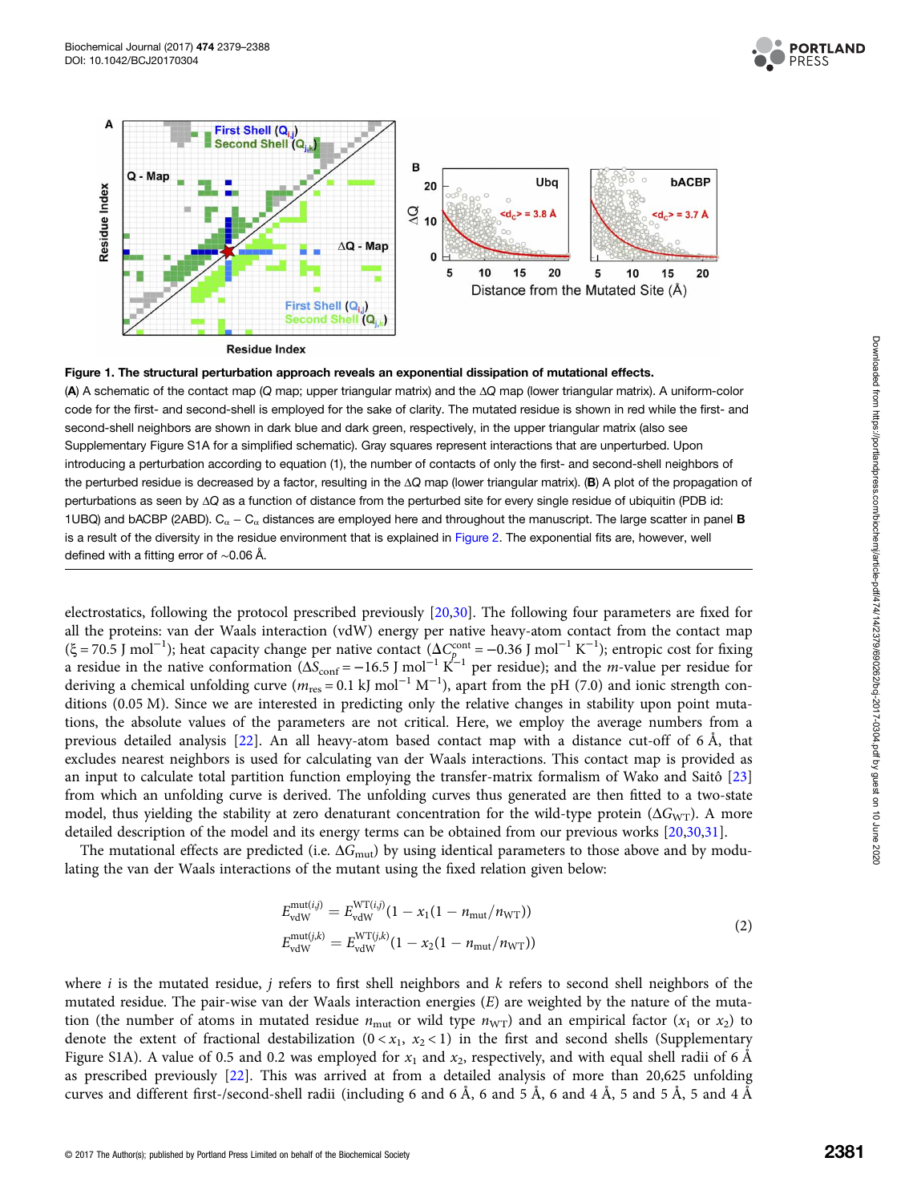**Figure 1. The structural perturbation approach reveals an exponential dissipation of mutational effects.**
(**A**) A schematic of the contact map (Q map; upper triangular matrix) and the ΔQ map (lower triangular matrix). A uniform-color code for the first- and second-shell is employed for the sake of clarity. The mutated residue is shown in red while the first- and second-shell neighbors are shown in dark blue and dark green, respectively, in the upper triangular matrix (also see Supplementary Figure S1A for a simplified schematic). Gray squares represent interactions that are unperturbed. Upon introducing a perturbation according to equation (1), the number of contacts of only the first- and second-shell neighbors of the perturbed residue is decreased by a factor, resulting in the ΔQ map (lower triangular matrix). (**B**) A plot of the propagation of perturbations as seen by ΔQ as a function of distance from the perturbed site for every single residue of ubiquitin (PDB id: 1UBQ) and bACBP (2ABD). $C_\alpha - C_\alpha$ distances are employed here and throughout the manuscript. The large scatter in panel **B** is a result of the diversity in the residue environment that is explained in Figure 2. The exponential fits are, however, well defined with a fitting error of ∼0.06 Å.

electrostatics, following the protocol prescribed previously [20,30]. The following four parameters are fixed for all the proteins: van der Waals interaction (vdW) energy per native heavy-atom contact from the contact map ($\xi = 70.5$ J mol$^{-1}$); heat capacity change per native contact ($\Delta C_p^{\text{cont}} = -0.36$ J mol$^{-1}$ K$^{-1}$); entropic cost for fixing a residue in the native conformation ($\Delta S_{\text{conf}} = -16.5$ J mol$^{-1}$ K$^{-1}$ per residue); and the $m$-value per residue for deriving a chemical unfolding curve ($m_{\text{res}} = 0.1$ kJ mol$^{-1}$ M$^{-1}$), apart from the pH (7.0) and ionic strength conditions (0.05 M). Since we are interested in predicting only the relative changes in stability upon point mutations, the absolute values of the parameters are not critical. Here, we employ the average numbers from a previous detailed analysis [22]. An all heavy-atom based contact map with a distance cut-off of 6 Å, that excludes nearest neighbors is used for calculating van der Waals interactions. This contact map is provided as an input to calculate total partition function employing the transfer-matrix formalism of Wako and Saitô [23] from which an unfolding curve is derived. The unfolding curves thus generated are then fitted to a two-state model, thus yielding the stability at zero denaturant concentration for the wild-type protein ($\Delta G_{\text{WT}}$). A more detailed description of the model and its energy terms can be obtained from our previous works [20,30,31].

The mutational effects are predicted (i.e. $\Delta G_{\text{mut}}$) by using identical parameters to those above and by modulating the van der Waals interactions of the mutant using the fixed relation given below:

$$
\begin{aligned}
E_{\text{vdW}}^{\text{mut}(i,j)} &= E_{\text{vdW}}^{\text{WT}(i,j)}(1 - x_1(1 - n_{\text{mut}}/n_{\text{WT}})) \\
E_{\text{vdW}}^{\text{mut}(j,k)} &= E_{\text{vdW}}^{\text{WT}(j,k)}(1 - x_2(1 - n_{\text{mut}}/n_{\text{WT}}))
\end{aligned}
\tag{2}
$$

where $i$ is the mutated residue, $j$ refers to first shell neighbors and $k$ refers to second shell neighbors of the mutated residue. The pair-wise van der Waals interaction energies ($E$) are weighted by the nature of the mutation (the number of atoms in mutated residue $n_{\text{mut}}$ or wild type $n_{\text{WT}}$) and an empirical factor ($x_1$ or $x_2$) to denote the extent of fractional destabilization ($0 < x_1$, $x_2 < 1$) in the first and second shells (Supplementary Figure S1A). A value of 0.5 and 0.2 was employed for $x_1$ and $x_2$, respectively, and with equal shell radii of 6 Å as prescribed previously [22]. This was arrived at from a detailed analysis of more than 20,625 unfolding curves and different first-/second-shell radii (including 6 and 6 Å, 6 and 5 Å, 6 and 4 Å, 5 and 5 Å, 5 and 4 Å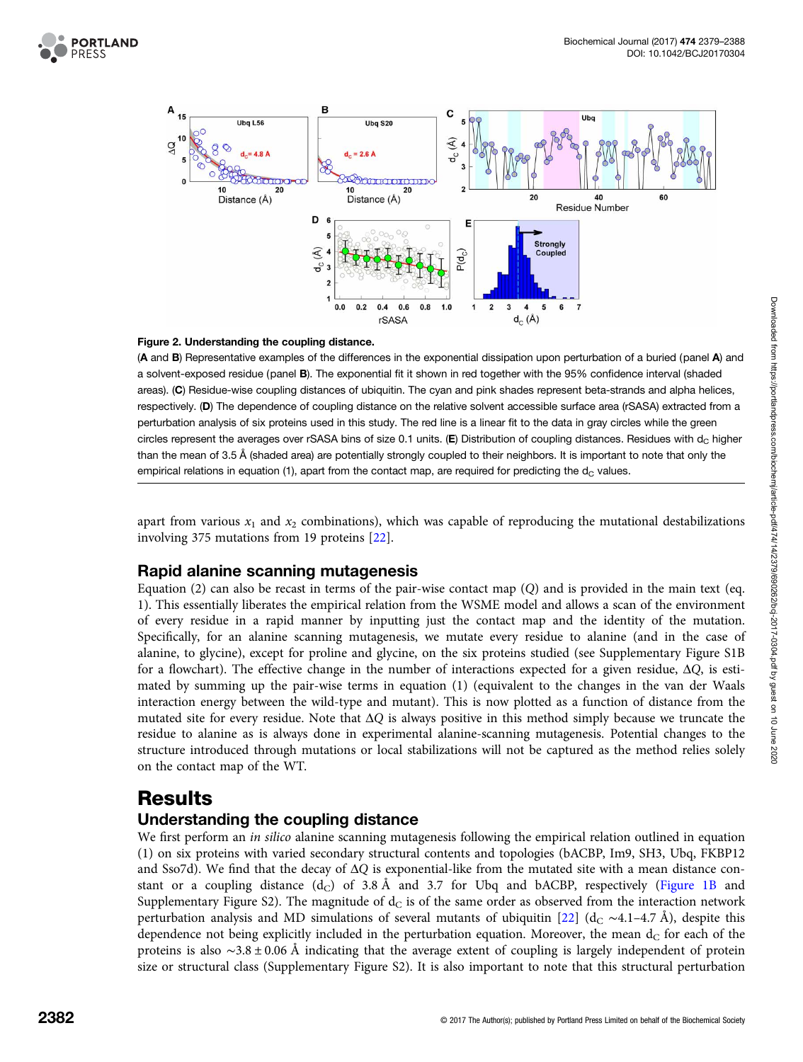**Figure 2. Understanding the coupling distance.**

(**A** and **B**) Representative examples of the differences in the exponential dissipation upon perturbation of a buried (panel **A**) and a solvent-exposed residue (panel **B**). The exponential fit it shown in red together with the 95% confidence interval (shaded areas). (**C**) Residue-wise coupling distances of ubiquitin. The cyan and pink shades represent beta-strands and alpha helices, respectively. (**D**) The dependence of coupling distance on the relative solvent accessible surface area (rSASA) extracted from a perturbation analysis of six proteins used in this study. The red line is a linear fit to the data in gray circles while the green circles represent the averages over rSASA bins of size 0.1 units. (**E**) Distribution of coupling distances. Residues with $d_C$ higher than the mean of 3.5 Å (shaded area) are potentially strongly coupled to their neighbors. It is important to note that only the empirical relations in equation (1), apart from the contact map, are required for predicting the $d_C$ values.

apart from various $x_1$ and $x_2$ combinations), which was capable of reproducing the mutational destabilizations involving 375 mutations from 19 proteins [22].

## Rapid alanine scanning mutagenesis

Equation (2) can also be recast in terms of the pair-wise contact map ($Q$) and is provided in the main text (eq. 1). This essentially liberates the empirical relation from the WSME model and allows a scan of the environment of every residue in a rapid manner by inputting just the contact map and the identity of the mutation. Specifically, for an alanine scanning mutagenesis, we mutate every residue to alanine (and in the case of alanine, to glycine), except for proline and glycine, on the six proteins studied (see Supplementary Figure S1B for a flowchart). The effective change in the number of interactions expected for a given residue, $\Delta Q$, is estimated by summing up the pair-wise terms in equation (1) (equivalent to the changes in the van der Waals interaction energy between the wild-type and mutant). This is now plotted as a function of distance from the mutated site for every residue. Note that $\Delta Q$ is always positive in this method simply because we truncate the residue to alanine as is always done in experimental alanine-scanning mutagenesis. Potential changes to the structure introduced through mutations or local stabilizations will not be captured as the method relies solely on the contact map of the WT.

# Results

## Understanding the coupling distance

We first perform an *in silico* alanine scanning mutagenesis following the empirical relation outlined in equation (1) on six proteins with varied secondary structural contents and topologies (bACBP, Im9, SH3, Ubq, FKBP12 and Sso7d). We find that the decay of $\Delta Q$ is exponential-like from the mutated site with a mean distance constant or a coupling distance ($d_C$) of 3.8 Å and 3.7 for Ubq and bACBP, respectively (Figure 1B and Supplementary Figure S2). The magnitude of $d_C$ is of the same order as observed from the interaction network perturbation analysis and MD simulations of several mutants of ubiquitin [22] ($d_C$ ~4.1–4.7 Å), despite this dependence not being explicitly included in the perturbation equation. Moreover, the mean $d_C$ for each of the proteins is also ~3.8 ± 0.06 Å indicating that the average extent of coupling is largely independent of protein size or structural class (Supplementary Figure S2). It is also important to note that this structural perturbation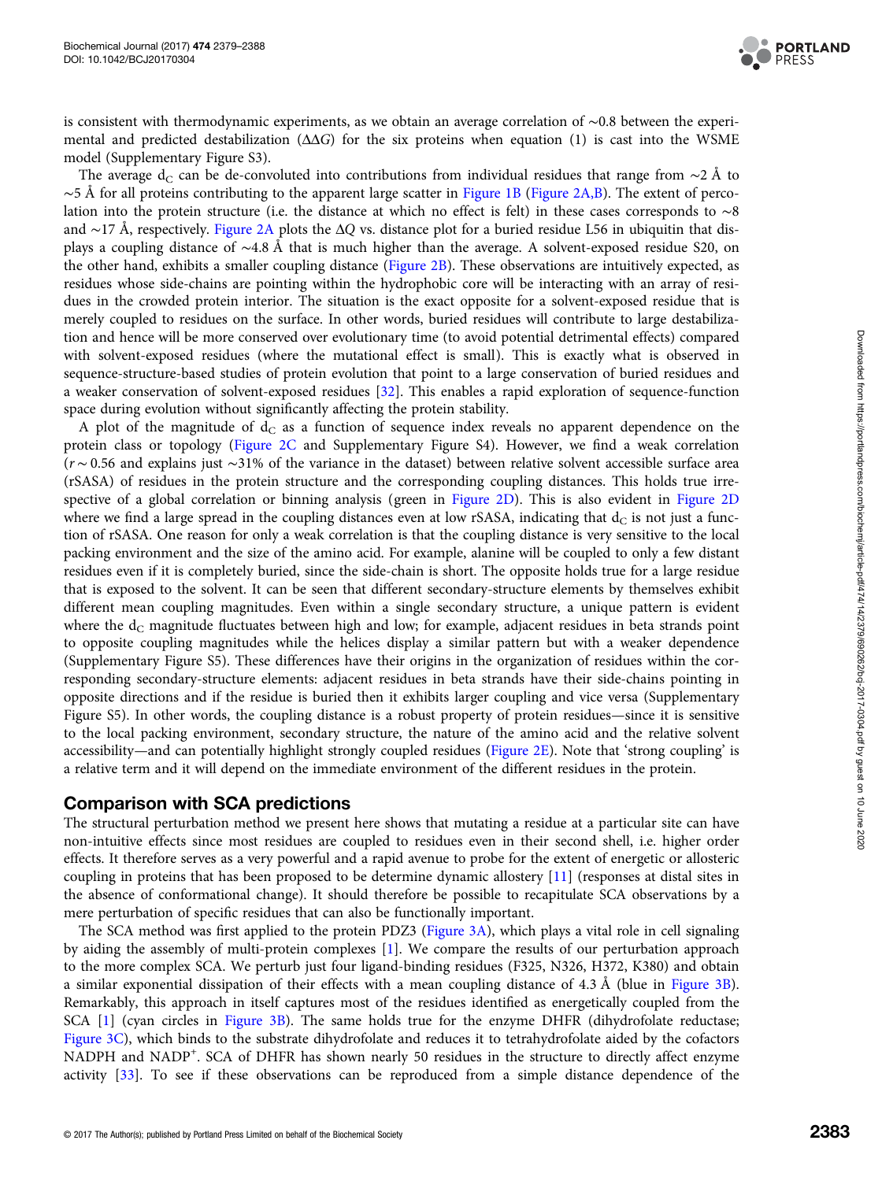is consistent with thermodynamic experiments, as we obtain an average correlation of ∼0.8 between the experimental and predicted destabilization (ΔΔ$G$) for the six proteins when equation (1) is cast into the WSME model (Supplementary Figure S3).

The average $d_C$ can be de-convoluted into contributions from individual residues that range from ∼2 Å to ∼5 Å for all proteins contributing to the apparent large scatter in Figure 1B (Figure 2A,B). The extent of percolation into the protein structure (i.e. the distance at which no effect is felt) in these cases corresponds to ∼8 and ∼17 Å, respectively. Figure 2A plots the Δ$Q$ vs. distance plot for a buried residue L56 in ubiquitin that displays a coupling distance of ∼4.8 Å that is much higher than the average. A solvent-exposed residue S20, on the other hand, exhibits a smaller coupling distance (Figure 2B). These observations are intuitively expected, as residues whose side-chains are pointing within the hydrophobic core will be interacting with an array of residues in the crowded protein interior. The situation is the exact opposite for a solvent-exposed residue that is merely coupled to residues on the surface. In other words, buried residues will contribute to large destabilization and hence will be more conserved over evolutionary time (to avoid potential detrimental effects) compared with solvent-exposed residues (where the mutational effect is small). This is exactly what is observed in sequence-structure-based studies of protein evolution that point to a large conservation of buried residues and a weaker conservation of solvent-exposed residues [32]. This enables a rapid exploration of sequence-function space during evolution without significantly affecting the protein stability.

A plot of the magnitude of $d_C$ as a function of sequence index reveals no apparent dependence on the protein class or topology (Figure 2C and Supplementary Figure S4). However, we find a weak correlation ($r$ ∼ 0.56 and explains just ∼31% of the variance in the dataset) between relative solvent accessible surface area (rSASA) of residues in the protein structure and the corresponding coupling distances. This holds true irrespective of a global correlation or binning analysis (green in Figure 2D). This is also evident in Figure 2D where we find a large spread in the coupling distances even at low rSASA, indicating that $d_C$ is not just a function of rSASA. One reason for only a weak correlation is that the coupling distance is very sensitive to the local packing environment and the size of the amino acid. For example, alanine will be coupled to only a few distant residues even if it is completely buried, since the side-chain is short. The opposite holds true for a large residue that is exposed to the solvent. It can be seen that different secondary-structure elements by themselves exhibit different mean coupling magnitudes. Even within a single secondary structure, a unique pattern is evident where the $d_C$ magnitude fluctuates between high and low; for example, adjacent residues in beta strands point to opposite coupling magnitudes while the helices display a similar pattern but with a weaker dependence (Supplementary Figure S5). These differences have their origins in the organization of residues within the corresponding secondary-structure elements: adjacent residues in beta strands have their side-chains pointing in opposite directions and if the residue is buried then it exhibits larger coupling and vice versa (Supplementary Figure S5). In other words, the coupling distance is a robust property of protein residues—since it is sensitive to the local packing environment, secondary structure, the nature of the amino acid and the relative solvent accessibility—and can potentially highlight strongly coupled residues (Figure 2E). Note that 'strong coupling' is a relative term and it will depend on the immediate environment of the different residues in the protein.

## Comparison with SCA predictions

The structural perturbation method we present here shows that mutating a residue at a particular site can have non-intuitive effects since most residues are coupled to residues even in their second shell, i.e. higher order effects. It therefore serves as a very powerful and a rapid avenue to probe for the extent of energetic or allosteric coupling in proteins that has been proposed to be determine dynamic allostery [11] (responses at distal sites in the absence of conformational change). It should therefore be possible to recapitulate SCA observations by a mere perturbation of specific residues that can also be functionally important.

The SCA method was first applied to the protein PDZ3 (Figure 3A), which plays a vital role in cell signaling by aiding the assembly of multi-protein complexes [1]. We compare the results of our perturbation approach to the more complex SCA. We perturb just four ligand-binding residues (F325, N326, H372, K380) and obtain a similar exponential dissipation of their effects with a mean coupling distance of 4.3 Å (blue in Figure 3B). Remarkably, this approach in itself captures most of the residues identified as energetically coupled from the SCA [1] (cyan circles in Figure 3B). The same holds true for the enzyme DHFR (dihydrofolate reductase; Figure 3C), which binds to the substrate dihydrofolate and reduces it to tetrahydrofolate aided by the cofactors NADPH and $NADP^+$. SCA of DHFR has shown nearly 50 residues in the structure to directly affect enzyme activity [33]. To see if these observations can be reproduced from a simple distance dependence of the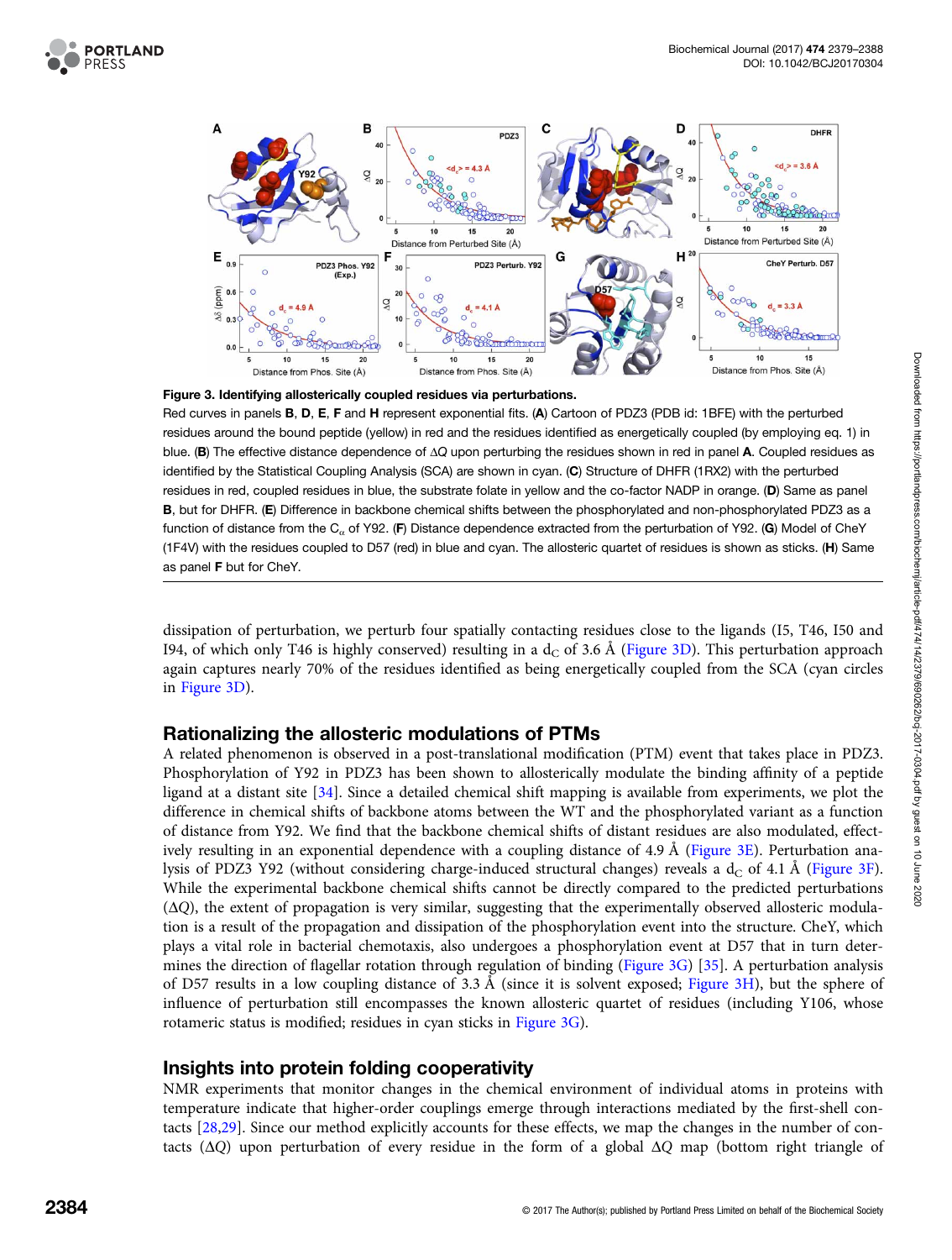**Figure 3. Identifying allosterically coupled residues via perturbations.**

Red curves in panels **B**, **D**, **E**, **F** and **H** represent exponential fits. (**A**) Cartoon of PDZ3 (PDB id: 1BFE) with the perturbed residues around the bound peptide (yellow) in red and the residues identified as energetically coupled (by employing eq. 1) in blue. (**B**) The effective distance dependence of ΔQ upon perturbing the residues shown in red in panel **A**. Coupled residues as identified by the Statistical Coupling Analysis (SCA) are shown in cyan. (**C**) Structure of DHFR (1RX2) with the perturbed residues in red, coupled residues in blue, the substrate folate in yellow and the co-factor NADP in orange. (**D**) Same as panel **B**, but for DHFR. (**E**) Difference in backbone chemical shifts between the phosphorylated and non-phosphorylated PDZ3 as a function of distance from the $C_\alpha$ of Y92. (**F**) Distance dependence extracted from the perturbation of Y92. (**G**) Model of CheY (1F4V) with the residues coupled to D57 (red) in blue and cyan. The allosteric quartet of residues is shown as sticks. (**H**) Same as panel **F** but for CheY.

dissipation of perturbation, we perturb four spatially contacting residues close to the ligands (I5, T46, I50 and I94, of which only T46 is highly conserved) resulting in a $d_C$ of 3.6 Å (Figure 3D). This perturbation approach again captures nearly 70% of the residues identified as being energetically coupled from the SCA (cyan circles in Figure 3D).

## Rationalizing the allosteric modulations of PTMs

A related phenomenon is observed in a post-translational modification (PTM) event that takes place in PDZ3. Phosphorylation of Y92 in PDZ3 has been shown to allosterically modulate the binding affinity of a peptide ligand at a distant site [34]. Since a detailed chemical shift mapping is available from experiments, we plot the difference in chemical shifts of backbone atoms between the WT and the phosphorylated variant as a function of distance from Y92. We find that the backbone chemical shifts of distant residues are also modulated, effectively resulting in an exponential dependence with a coupling distance of 4.9 Å (Figure 3E). Perturbation analysis of PDZ3 Y92 (without considering charge-induced structural changes) reveals a $d_C$ of 4.1 Å (Figure 3F). While the experimental backbone chemical shifts cannot be directly compared to the predicted perturbations (ΔQ), the extent of propagation is very similar, suggesting that the experimentally observed allosteric modulation is a result of the propagation and dissipation of the phosphorylation event into the structure. CheY, which plays a vital role in bacterial chemotaxis, also undergoes a phosphorylation event at D57 that in turn determines the direction of flagellar rotation through regulation of binding (Figure 3G) [35]. A perturbation analysis of D57 results in a low coupling distance of 3.3 Å (since it is solvent exposed; Figure 3H), but the sphere of influence of perturbation still encompasses the known allosteric quartet of residues (including Y106, whose rotameric status is modified; residues in cyan sticks in Figure 3G).

## Insights into protein folding cooperativity

NMR experiments that monitor changes in the chemical environment of individual atoms in proteins with temperature indicate that higher-order couplings emerge through interactions mediated by the first-shell contacts [28,29]. Since our method explicitly accounts for these effects, we map the changes in the number of contacts (ΔQ) upon perturbation of every residue in the form of a global ΔQ map (bottom right triangle of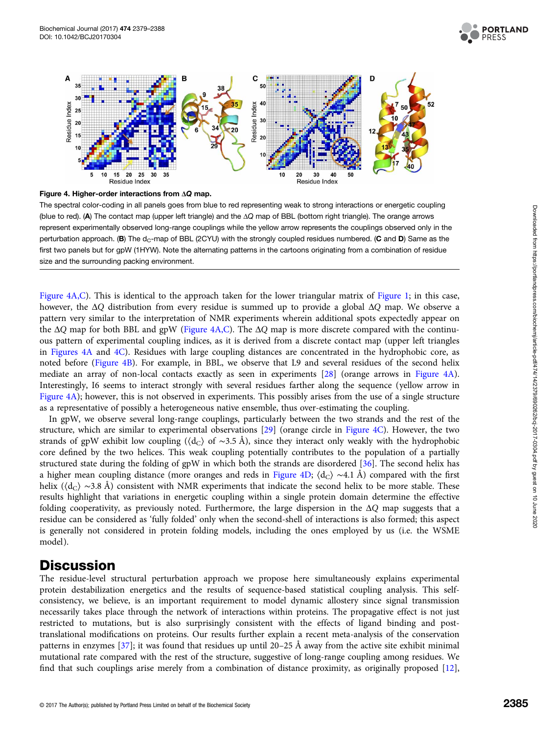**Figure 4. Higher-order interactions from ΔQ map.**

The spectral color-coding in all panels goes from blue to red representing weak to strong interactions or energetic coupling (blue to red). (**A**) The contact map (upper left triangle) and the ΔQ map of BBL (bottom right triangle). The orange arrows represent experimentally observed long-range couplings while the yellow arrow represents the couplings observed only in the perturbation approach. (**B**) The $d_C$-map of BBL (2CYU) with the strongly coupled residues numbered. (**C** and **D**) Same as the first two panels but for gpW (1HYW). Note the alternating patterns in the cartoons originating from a combination of residue size and the surrounding packing environment.

Figure 4A,C). This is identical to the approach taken for the lower triangular matrix of Figure 1; in this case, however, the ΔQ distribution from every residue is summed up to provide a global ΔQ map. We observe a pattern very similar to the interpretation of NMR experiments wherein additional spots expectedly appear on the ΔQ map for both BBL and gpW (Figure 4A,C). The ΔQ map is more discrete compared with the continuous pattern of experimental coupling indices, as it is derived from a discrete contact map (upper left triangles in Figures 4A and 4C). Residues with large coupling distances are concentrated in the hydrophobic core, as noted before (Figure 4B). For example, in BBL, we observe that L9 and several residues of the second helix mediate an array of non-local contacts exactly as seen in experiments [28] (orange arrows in Figure 4A). Interestingly, I6 seems to interact strongly with several residues farther along the sequence (yellow arrow in Figure 4A); however, this is not observed in experiments. This possibly arises from the use of a single structure as a representative of possibly a heterogeneous native ensemble, thus over-estimating the coupling.

In gpW, we observe several long-range couplings, particularly between the two strands and the rest of the structure, which are similar to experimental observations [29] (orange circle in Figure 4C). However, the two strands of gpW exhibit low coupling ($\langle d_C \rangle$ of ∼3.5 Å), since they interact only weakly with the hydrophobic core defined by the two helices. This weak coupling potentially contributes to the population of a partially structured state during the folding of gpW in which both the strands are disordered [36]. The second helix has a higher mean coupling distance (more oranges and reds in Figure 4D; $\langle d_C \rangle$ ∼4.1 Å) compared with the first helix ($\langle d_C \rangle$ ∼3.8 Å) consistent with NMR experiments that indicate the second helix to be more stable. These results highlight that variations in energetic coupling within a single protein domain determine the effective folding cooperativity, as previously noted. Furthermore, the large dispersion in the ΔQ map suggests that a residue can be considered as 'fully folded' only when the second-shell of interactions is also formed; this aspect is generally not considered in protein folding models, including the ones employed by us (i.e. the WSME model).

# Discussion

The residue-level structural perturbation approach we propose here simultaneously explains experimental protein destabilization energetics and the results of sequence-based statistical coupling analysis. This self-consistency, we believe, is an important requirement to model dynamic allostery since signal transmission necessarily takes place through the network of interactions within proteins. The propagative effect is not just restricted to mutations, but is also surprisingly consistent with the effects of ligand binding and post-translational modifications on proteins. Our results further explain a recent meta-analysis of the conservation patterns in enzymes [37]; it was found that residues up until 20–25 Å away from the active site exhibit minimal mutational rate compared with the rest of the structure, suggestive of long-range coupling among residues. We find that such couplings arise merely from a combination of distance proximity, as originally proposed [12],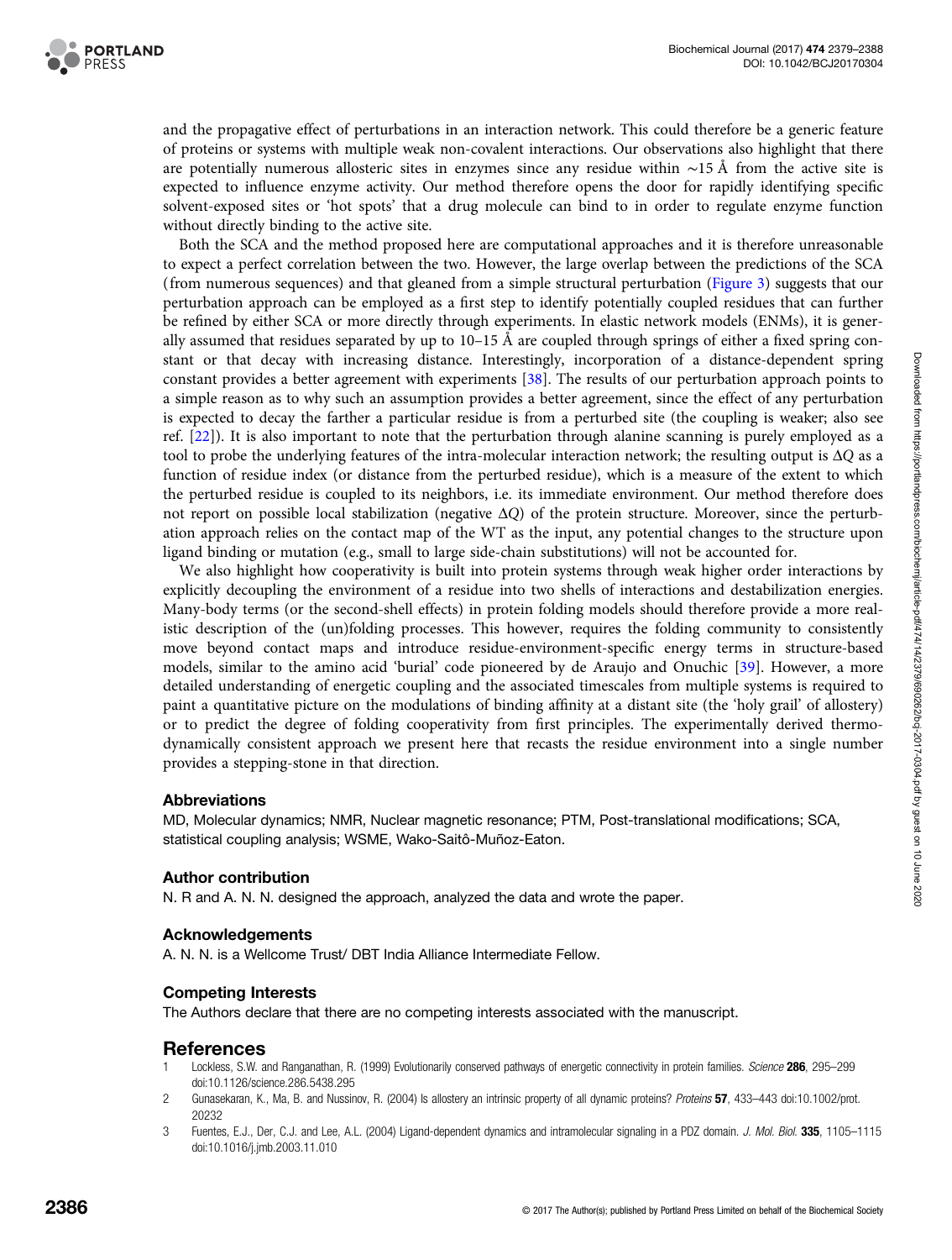and the propagative effect of perturbations in an interaction network. This could therefore be a generic feature of proteins or systems with multiple weak non-covalent interactions. Our observations also highlight that there are potentially numerous allosteric sites in enzymes since any residue within ∼15 Å from the active site is expected to influence enzyme activity. Our method therefore opens the door for rapidly identifying specific solvent-exposed sites or 'hot spots' that a drug molecule can bind to in order to regulate enzyme function without directly binding to the active site.

Both the SCA and the method proposed here are computational approaches and it is therefore unreasonable to expect a perfect correlation between the two. However, the large overlap between the predictions of the SCA (from numerous sequences) and that gleaned from a simple structural perturbation (Figure 3) suggests that our perturbation approach can be employed as a first step to identify potentially coupled residues that can further be refined by either SCA or more directly through experiments. In elastic network models (ENMs), it is generally assumed that residues separated by up to 10–15 Å are coupled through springs of either a fixed spring constant or that decay with increasing distance. Interestingly, incorporation of a distance-dependent spring constant provides a better agreement with experiments [38]. The results of our perturbation approach points to a simple reason as to why such an assumption provides a better agreement, since the effect of any perturbation is expected to decay the farther a particular residue is from a perturbed site (the coupling is weaker; also see ref. [22]). It is also important to note that the perturbation through alanine scanning is purely employed as a tool to probe the underlying features of the intra-molecular interaction network; the resulting output is $\Delta Q$ as a function of residue index (or distance from the perturbed residue), which is a measure of the extent to which the perturbed residue is coupled to its neighbors, i.e. its immediate environment. Our method therefore does not report on possible local stabilization (negative $\Delta Q$) of the protein structure. Moreover, since the perturbation approach relies on the contact map of the WT as the input, any potential changes to the structure upon ligand binding or mutation (e.g., small to large side-chain substitutions) will not be accounted for.

We also highlight how cooperativity is built into protein systems through weak higher order interactions by explicitly decoupling the environment of a residue into two shells of interactions and destabilization energies. Many-body terms (or the second-shell effects) in protein folding models should therefore provide a more realistic description of the (un)folding processes. This however, requires the folding community to consistently move beyond contact maps and introduce residue-environment-specific energy terms in structure-based models, similar to the amino acid 'burial' code pioneered by de Araujo and Onuchic [39]. However, a more detailed understanding of energetic coupling and the associated timescales from multiple systems is required to paint a quantitative picture on the modulations of binding affinity at a distant site (the 'holy grail' of allostery) or to predict the degree of folding cooperativity from first principles. The experimentally derived thermodynamically consistent approach we present here that recasts the residue environment into a single number provides a stepping-stone in that direction.

### Abbreviations

MD, Molecular dynamics; NMR, Nuclear magnetic resonance; PTM, Post-translational modifications; SCA, statistical coupling analysis; WSME, Wako-Saitô-Muñoz-Eaton.

### Author contribution

N. R and A. N. N. designed the approach, analyzed the data and wrote the paper.

### Acknowledgements

A. N. N. is a Wellcome Trust/ DBT India Alliance Intermediate Fellow.

### Competing Interests

The Authors declare that there are no competing interests associated with the manuscript.

## References

1. Lockless, S.W. and Ranganathan, R. (1999) Evolutionarily conserved pathways of energetic connectivity in protein families. *Science* **286**, 295–299 doi:10.1126/science.286.5438.295
2. Gunasekaran, K., Ma, B. and Nussinov, R. (2004) Is allostery an intrinsic property of all dynamic proteins? *Proteins* **57**, 433–443 doi:10.1002/prot.20232
3. Fuentes, E.J., Der, C.J. and Lee, A.L. (2004) Ligand-dependent dynamics and intramolecular signaling in a PDZ domain. *J. Mol. Biol.* **335**, 1105–1115 doi:10.1016/j.jmb.2003.11.010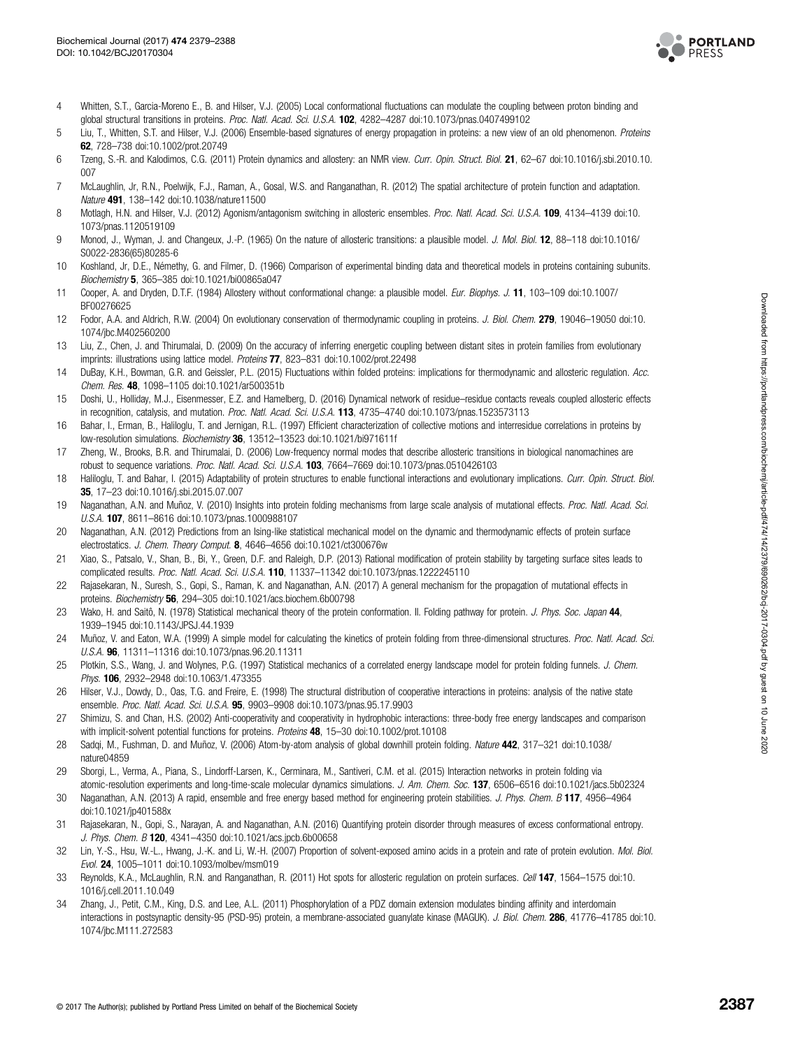4 Whitten, S.T., García-Moreno E., B. and Hilser, V.J. (2005) Local conformational fluctuations can modulate the coupling between proton binding and global structural transitions in proteins. *Proc. Natl. Acad. Sci. U.S.A.* **102**, 4282–4287 doi:10.1073/pnas.0407499102

5 Liu, T., Whitten, S.T. and Hilser, V.J. (2006) Ensemble-based signatures of energy propagation in proteins: a new view of an old phenomenon. *Proteins* **62**, 728–738 doi:10.1002/prot.20749

6 Tzeng, S.-R. and Kalodimos, C.G. (2011) Protein dynamics and allostery: an NMR view. *Curr. Opin. Struct. Biol.* **21**, 62–67 doi:10.1016/j.sbi.2010.10.007

7 McLaughlin, Jr, R.N., Poelwijk, F.J., Raman, A., Gosal, W.S. and Ranganathan, R. (2012) The spatial architecture of protein function and adaptation. *Nature* **491**, 138–142 doi:10.1038/nature11500

8 Motlagh, H.N. and Hilser, V.J. (2012) Agonism/antagonism switching in allosteric ensembles. *Proc. Natl. Acad. Sci. U.S.A.* **109**, 4134–4139 doi:10.1073/pnas.1120519109

9 Monod, J., Wyman, J. and Changeux, J.-P. (1965) On the nature of allosteric transitions: a plausible model. *J. Mol. Biol.* **12**, 88–118 doi:10.1016/S0022-2836(65)80285-6

10 Koshland, Jr, D.E., Némethy, G. and Filmer, D. (1966) Comparison of experimental binding data and theoretical models in proteins containing subunits. *Biochemistry* **5**, 365–385 doi:10.1021/bi00865a047

11 Cooper, A. and Dryden, D.T.F. (1984) Allostery without conformational change: a plausible model. *Eur. Biophys. J.* **11**, 103–109 doi:10.1007/BF00276625

12 Fodor, A.A. and Aldrich, R.W. (2004) On evolutionary conservation of thermodynamic coupling in proteins. *J. Biol. Chem.* **279**, 19046–19050 doi:10.1074/jbc.M402560200

13 Liu, Z., Chen, J. and Thirumalai, D. (2009) On the accuracy of inferring energetic coupling between distant sites in protein families from evolutionary imprints: illustrations using lattice model. *Proteins* **77**, 823–831 doi:10.1002/prot.22498

14 DuBay, K.H., Bowman, G.R. and Geissler, P.L. (2015) Fluctuations within folded proteins: implications for thermodynamic and allosteric regulation. *Acc. Chem. Res.* **48**, 1098–1105 doi:10.1021/ar500351b

15 Doshi, U., Holliday, M.J., Eisenmesser, E.Z. and Hamelberg, D. (2016) Dynamical network of residue–residue contacts reveals coupled allosteric effects in recognition, catalysis, and mutation. *Proc. Natl. Acad. Sci. U.S.A.* **113**, 4735–4740 doi:10.1073/pnas.1523573113

16 Bahar, I., Erman, B., Haliloglu, T. and Jernigan, R.L. (1997) Efficient characterization of collective motions and interresidue correlations in proteins by low-resolution simulations. *Biochemistry* **36**, 13512–13523 doi:10.1021/bi971611f

17 Zheng, W., Brooks, B.R. and Thirumalai, D. (2006) Low-frequency normal modes that describe allosteric transitions in biological nanomachines are robust to sequence variations. *Proc. Natl. Acad. Sci. U.S.A.* **103**, 7664–7669 doi:10.1073/pnas.0510426103

18 Haliloglu, T. and Bahar, I. (2015) Adaptability of protein structures to enable functional interactions and evolutionary implications. *Curr. Opin. Struct. Biol.* **35**, 17–23 doi:10.1016/j.sbi.2015.07.007

19 Naganathan, A.N. and Muñoz, V. (2010) Insights into protein folding mechanisms from large scale analysis of mutational effects. *Proc. Natl. Acad. Sci. U.S.A.* **107**, 8611–8616 doi:10.1073/pnas.1000988107

20 Naganathan, A.N. (2012) Predictions from an Ising-like statistical mechanical model on the dynamic and thermodynamic effects of protein surface electrostatics. *J. Chem. Theory Comput.* **8**, 4646–4656 doi:10.1021/ct300676w

21 Xiao, S., Patsalo, V., Shan, B., Bi, Y., Green, D.F. and Raleigh, D.P. (2013) Rational modification of protein stability by targeting surface sites leads to complicated results. *Proc. Natl. Acad. Sci. U.S.A.* **110**, 11337–11342 doi:10.1073/pnas.1222245110

22 Rajasekaran, N., Suresh, S., Gopi, S., Raman, K. and Naganathan, A.N. (2017) A general mechanism for the propagation of mutational effects in proteins. *Biochemistry* **56**, 294–305 doi:10.1021/acs.biochem.6b00798

23 Wako, H. and Saitô, N. (1978) Statistical mechanical theory of the protein conformation. II. Folding pathway for protein. *J. Phys. Soc. Japan* **44**, 1939–1945 doi:10.1143/JPSJ.44.1939

24 Muñoz, V. and Eaton, W.A. (1999) A simple model for calculating the kinetics of protein folding from three-dimensional structures. *Proc. Natl. Acad. Sci. U.S.A.* **96**, 11311–11316 doi:10.1073/pnas.96.20.11311

25 Plotkin, S.S., Wang, J. and Wolynes, P.G. (1997) Statistical mechanics of a correlated energy landscape model for protein folding funnels. *J. Chem. Phys.* **106**, 2932–2948 doi:10.1063/1.473355

26 Hilser, V.J., Dowdy, D., Oas, T.G. and Freire, E. (1998) The structural distribution of cooperative interactions in proteins: analysis of the native state ensemble. *Proc. Natl. Acad. Sci. U.S.A.* **95**, 9903–9908 doi:10.1073/pnas.95.17.9903

27 Shimizu, S. and Chan, H.S. (2002) Anti-cooperativity and cooperativity in hydrophobic interactions: three-body free energy landscapes and comparison with implicit-solvent potential functions for proteins. *Proteins* **48**, 15–30 doi:10.1002/prot.10108

28 Sadqi, M., Fushman, D. and Muñoz, V. (2006) Atom-by-atom analysis of global downhill protein folding. *Nature* **442**, 317–321 doi:10.1038/nature04859

29 Sborgi, L., Verma, A., Piana, S., Lindorff-Larsen, K., Cerminara, M., Santiveri, C.M. et al. (2015) Interaction networks in protein folding via atomic-resolution experiments and long-time-scale molecular dynamics simulations. *J. Am. Chem. Soc.* **137**, 6506–6516 doi:10.1021/jacs.5b02324

30 Naganathan, A.N. (2013) A rapid, ensemble and free energy based method for engineering protein stabilities. *J. Phys. Chem. B* **117**, 4956–4964 doi:10.1021/jp401588x

31 Rajasekaran, N., Gopi, S., Narayan, A. and Naganathan, A.N. (2016) Quantifying protein disorder through measures of excess conformational entropy. *J. Phys. Chem. B* **120**, 4341–4350 doi:10.1021/acs.jpcb.6b00658

32 Lin, Y.-S., Hsu, W.-L., Hwang, J.-K. and Li, W.-H. (2007) Proportion of solvent-exposed amino acids in a protein and rate of protein evolution. *Mol. Biol. Evol.* **24**, 1005–1011 doi:10.1093/molbev/msm019

33 Reynolds, K.A., McLaughlin, R.N. and Ranganathan, R. (2011) Hot spots for allosteric regulation on protein surfaces. *Cell* **147**, 1564–1575 doi:10.1016/j.cell.2011.10.049

34 Zhang, J., Petit, C.M., King, D.S. and Lee, A.L. (2011) Phosphorylation of a PDZ domain extension modulates binding affinity and interdomain interactions in postsynaptic density-95 (PSD-95) protein, a membrane-associated guanylate kinase (MAGUK). *J. Biol. Chem.* **286**, 41776–41785 doi:10.1074/jbc.M111.272583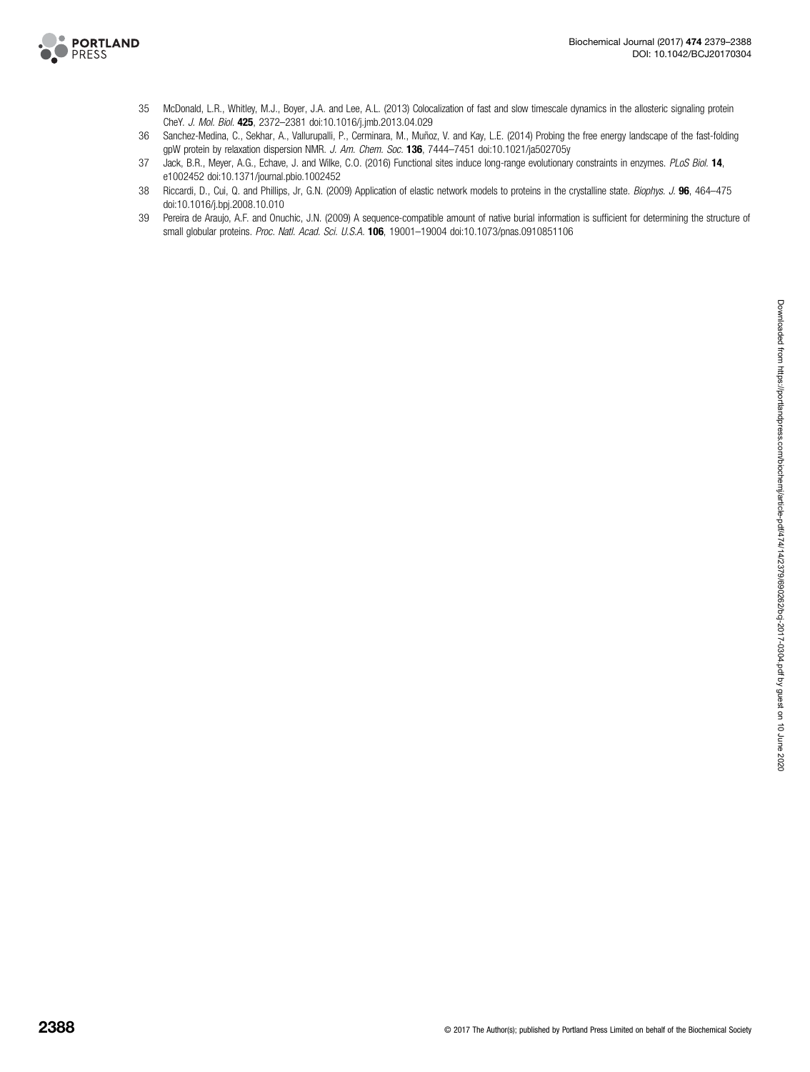35 McDonald, L.R., Whitley, M.J., Boyer, J.A. and Lee, A.L. (2013) Colocalization of fast and slow timescale dynamics in the allosteric signaling protein CheY. *J. Mol. Biol.* **425**, 2372–2381 doi:10.1016/j.jmb.2013.04.029

36 Sanchez-Medina, C., Sekhar, A., Vallurupalli, P., Cerminara, M., Muñoz, V. and Kay, L.E. (2014) Probing the free energy landscape of the fast-folding gpW protein by relaxation dispersion NMR. *J. Am. Chem. Soc.* **136**, 7444–7451 doi:10.1021/ja502705y

37 Jack, B.R., Meyer, A.G., Echave, J. and Wilke, C.O. (2016) Functional sites induce long-range evolutionary constraints in enzymes. *PLoS Biol.* **14**, e1002452 doi:10.1371/journal.pbio.1002452

38 Riccardi, D., Cui, Q. and Phillips, Jr, G.N. (2009) Application of elastic network models to proteins in the crystalline state. *Biophys. J.* **96**, 464–475 doi:10.1016/j.bpj.2008.10.010

39 Pereira de Araujo, A.F. and Onuchic, J.N. (2009) A sequence-compatible amount of native burial information is sufficient for determining the structure of small globular proteins. *Proc. Natl. Acad. Sci. U.S.A.* **106**, 19001–19004 doi:10.1073/pnas.0910851106